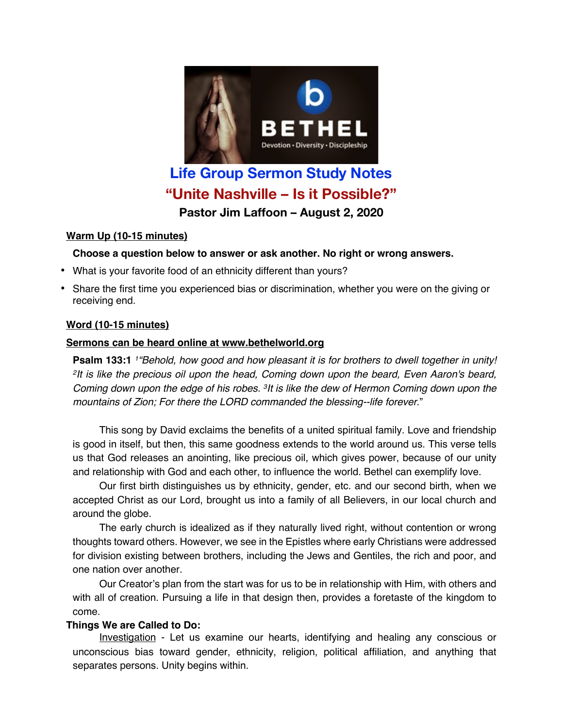# Life Group Sermon Study Notes

## "Unite Nashville – Is it Possible?"

### Pastor Jim Laffoon – August 2, 2020

**Warm Up (10-15 minutes)**

**Choose a question below to answer or ask another. No right or wrong answers.**

- What is your favorite food of an ethnicity different than yours?
- Share the first time you experienced bias or discrimination, whether you were on the giving or receiving end.

**Word (10-15 minutes)**

**Sermons can be heard online at www.bethelworld.org**

**Psalm 133:1** [1]*"Behold, how good and how pleasant it is for brothers to dwell together in unity!* [2]*It is like the precious oil upon the head, Coming down upon the beard, Even Aaron's beard, Coming down upon the edge of his robes.* [3]*It is like the dew of Hermon Coming down upon the mountains of Zion; For there the LORD commanded the blessing--life forever.*"

This song by David exclaims the benefits of a united spiritual family. Love and friendship is good in itself, but then, this same goodness extends to the world around us. This verse tells us that God releases an anointing, like precious oil, which gives power, because of our unity and relationship with God and each other, to influence the world. Bethel can exemplify love.

Our first birth distinguishes us by ethnicity, gender, etc. and our second birth, when we accepted Christ as our Lord, brought us into a family of all Believers, in our local church and around the globe.

The early church is idealized as if they naturally lived right, without contention or wrong thoughts toward others. However, we see in the Epistles where early Christians were addressed for division existing between brothers, including the Jews and Gentiles, the rich and poor, and one nation over another.

Our Creator's plan from the start was for us to be in relationship with Him, with others and with all of creation. Pursuing a life in that design then, provides a foretaste of the kingdom to come.

**Things We are Called to Do:**

Investigation - Let us examine our hearts, identifying and healing any conscious or unconscious bias toward gender, ethnicity, religion, political affiliation, and anything that separates persons. Unity begins within.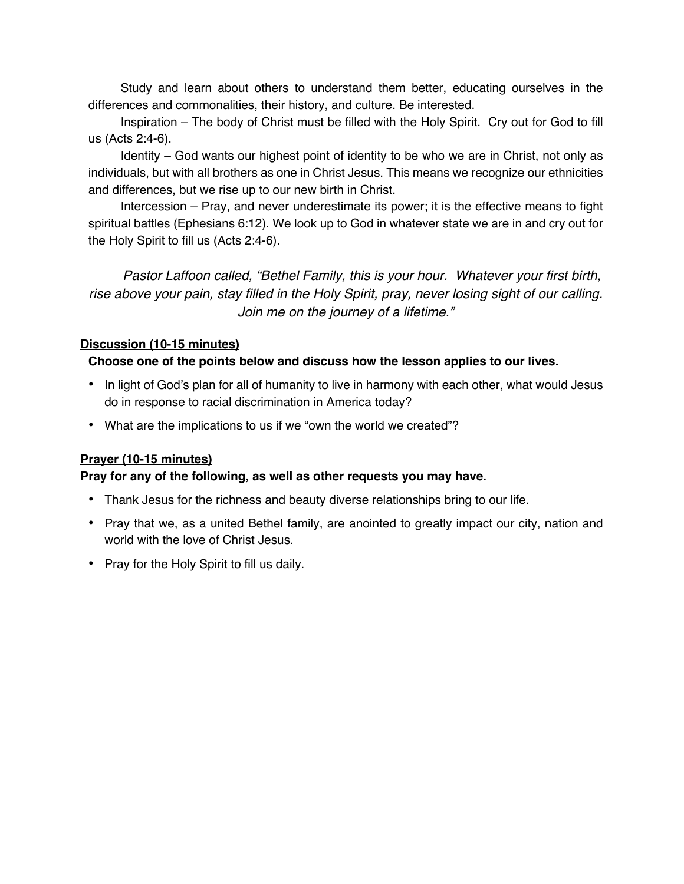Study and learn about others to understand them better, educating ourselves in the differences and commonalities, their history, and culture. Be interested.

Inspiration – The body of Christ must be filled with the Holy Spirit. Cry out for God to fill us (Acts 2:4-6).

Identity – God wants our highest point of identity to be who we are in Christ, not only as individuals, but with all brothers as one in Christ Jesus. This means we recognize our ethnicities and differences, but we rise up to our new birth in Christ.

Intercession – Pray, and never underestimate its power; it is the effective means to fight spiritual battles (Ephesians 6:12). We look up to God in whatever state we are in and cry out for the Holy Spirit to fill us (Acts 2:4-6).

*Pastor Laffoon called, "Bethel Family, this is your hour. Whatever your first birth, rise above your pain, stay filled in the Holy Spirit, pray, never losing sight of our calling. Join me on the journey of a lifetime."*

**Discussion (10-15 minutes)**

**Choose one of the points below and discuss how the lesson applies to our lives.**

- In light of God's plan for all of humanity to live in harmony with each other, what would Jesus do in response to racial discrimination in America today?
- What are the implications to us if we "own the world we created"?

**Prayer (10-15 minutes)**

**Pray for any of the following, as well as other requests you may have.**

- Thank Jesus for the richness and beauty diverse relationships bring to our life.
- Pray that we, as a united Bethel family, are anointed to greatly impact our city, nation and world with the love of Christ Jesus.
- Pray for the Holy Spirit to fill us daily.